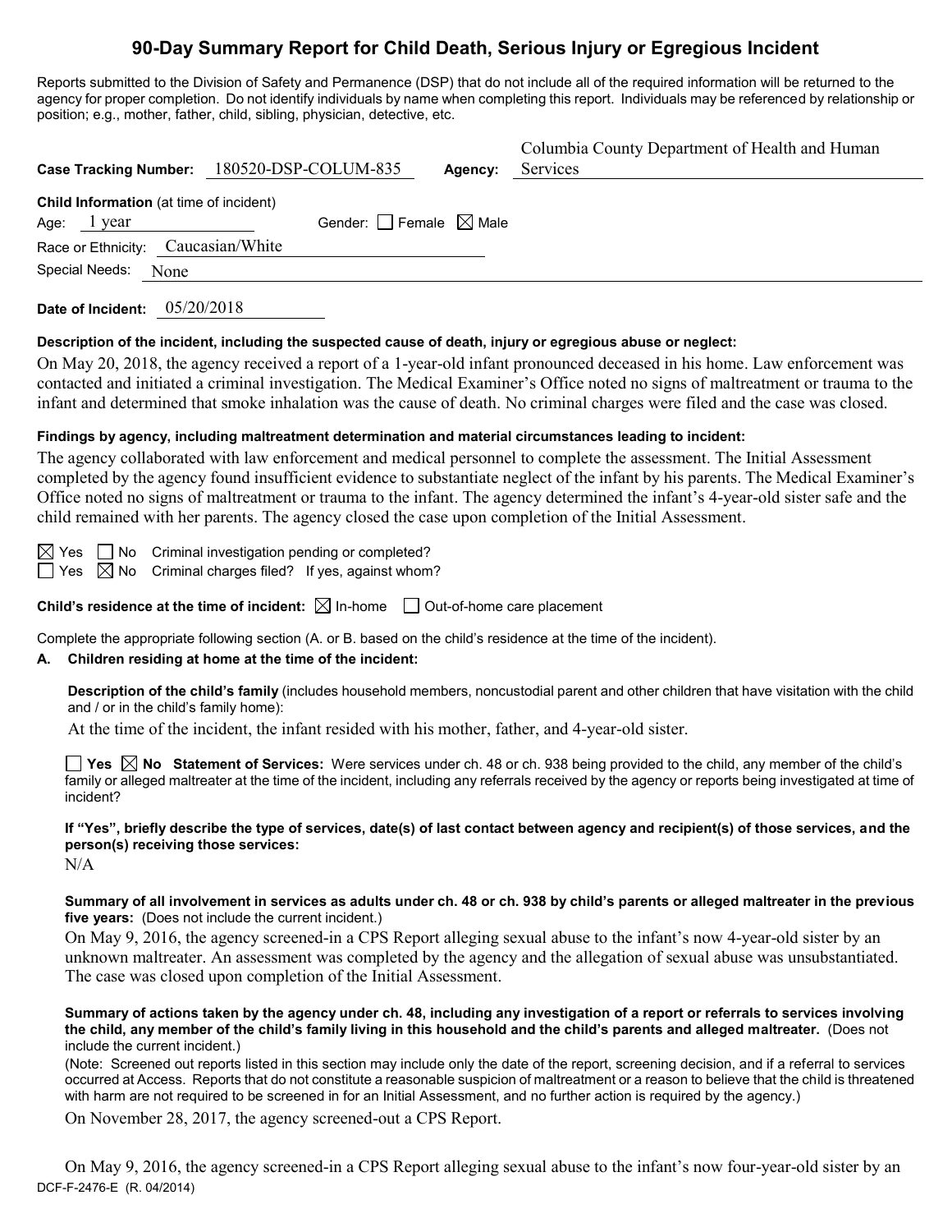# 90-Day Summary Report for Child Death, Serious Injury or Egregious Incident

Reports submitted to the Division of Safety and Permanence (DSP) that do not include all of the required information will be returned to the agency for proper completion. Do not identify individuals by name when completing this report. Individuals may be referenced by relationship or position; e.g., mother, father, child, sibling, physician, detective, etc.

**Case Tracking Number:** 180520-DSP-COLUM-835 **Agency:** Columbia County Department of Health and Human Services

**Child Information** (at time of incident)

Age: 1 year Gender: ☐ Female ☒ Male

Race or Ethnicity: Caucasian/White

Special Needs: None

**Date of Incident:** 05/20/2018

**Description of the incident, including the suspected cause of death, injury or egregious abuse or neglect:**

On May 20, 2018, the agency received a report of a 1-year-old infant pronounced deceased in his home. Law enforcement was contacted and initiated a criminal investigation. The Medical Examiner's Office noted no signs of maltreatment or trauma to the infant and determined that smoke inhalation was the cause of death. No criminal charges were filed and the case was closed.

**Findings by agency, including maltreatment determination and material circumstances leading to incident:**

The agency collaborated with law enforcement and medical personnel to complete the assessment. The Initial Assessment completed by the agency found insufficient evidence to substantiate neglect of the infant by his parents. The Medical Examiner's Office noted no signs of maltreatment or trauma to the infant. The agency determined the infant's 4-year-old sister safe and the child remained with her parents. The agency closed the case upon completion of the Initial Assessment.

☒ Yes ☐ No Criminal investigation pending or completed?

☐ Yes ☒ No Criminal charges filed? If yes, against whom?

**Child's residence at the time of incident:** ☒ In-home ☐ Out-of-home care placement

Complete the appropriate following section (A. or B. based on the child's residence at the time of the incident).

**A. Children residing at home at the time of the incident:**

**Description of the child's family** (includes household members, noncustodial parent and other children that have visitation with the child and / or in the child's family home):

At the time of the incident, the infant resided with his mother, father, and 4-year-old sister.

☐ **Yes** ☒ **No Statement of Services:** Were services under ch. 48 or ch. 938 being provided to the child, any member of the child's family or alleged maltreater at the time of the incident, including any referrals received by the agency or reports being investigated at time of incident?

**If "Yes", briefly describe the type of services, date(s) of last contact between agency and recipient(s) of those services, and the person(s) receiving those services:**

N/A

**Summary of all involvement in services as adults under ch. 48 or ch. 938 by child's parents or alleged maltreater in the previous five years:** (Does not include the current incident.)

On May 9, 2016, the agency screened-in a CPS Report alleging sexual abuse to the infant's now 4-year-old sister by an unknown maltreater. An assessment was completed by the agency and the allegation of sexual abuse was unsubstantiated. The case was closed upon completion of the Initial Assessment.

**Summary of actions taken by the agency under ch. 48, including any investigation of a report or referrals to services involving the child, any member of the child's family living in this household and the child's parents and alleged maltreater.** (Does not include the current incident.)

(Note: Screened out reports listed in this section may include only the date of the report, screening decision, and if a referral to services occurred at Access. Reports that do not constitute a reasonable suspicion of maltreatment or a reason to believe that the child is threatened with harm are not required to be screened in for an Initial Assessment, and no further action is required by the agency.)

On November 28, 2017, the agency screened-out a CPS Report.

On May 9, 2016, the agency screened-in a CPS Report alleging sexual abuse to the infant's now four-year-old sister by an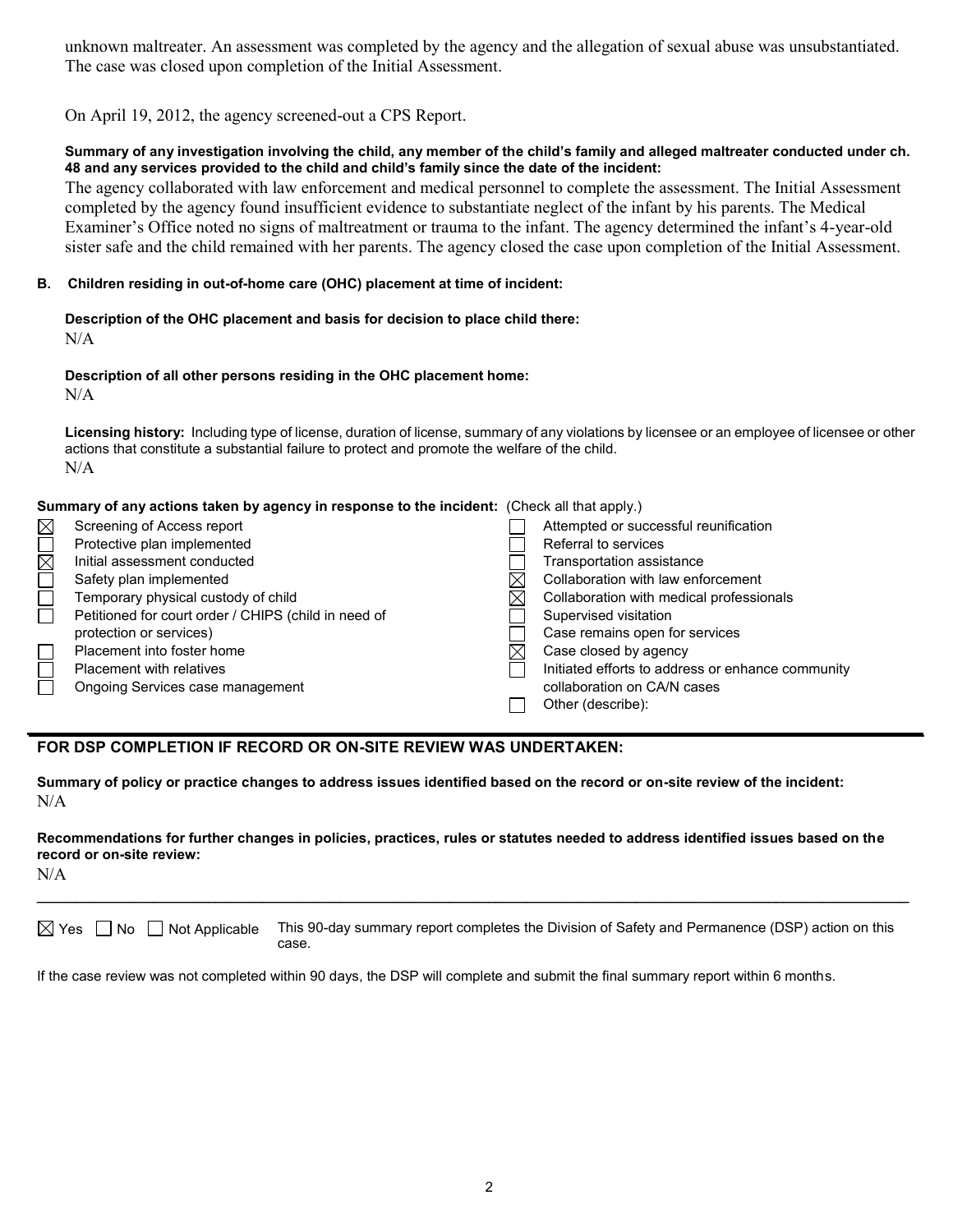unknown maltreater. An assessment was completed by the agency and the allegation of sexual abuse was unsubstantiated. The case was closed upon completion of the Initial Assessment.

On April 19, 2012, the agency screened-out a CPS Report.

**Summary of any investigation involving the child, any member of the child's family and alleged maltreater conducted under ch. 48 and any services provided to the child and child's family since the date of the incident:**

The agency collaborated with law enforcement and medical personnel to complete the assessment. The Initial Assessment completed by the agency found insufficient evidence to substantiate neglect of the infant by his parents. The Medical Examiner's Office noted no signs of maltreatment or trauma to the infant. The agency determined the infant's 4-year-old sister safe and the child remained with her parents. The agency closed the case upon completion of the Initial Assessment.

**B. Children residing in out-of-home care (OHC) placement at time of incident:**

**Description of the OHC placement and basis for decision to place child there:**

N/A

**Description of all other persons residing in the OHC placement home:**

N/A

**Licensing history:** Including type of license, duration of license, summary of any violations by licensee or an employee of licensee or other actions that constitute a substantial failure to protect and promote the welfare of the child.

N/A

**Summary of any actions taken by agency in response to the incident:** (Check all that apply.)

- ☒ Screening of Access report
- ☐ Protective plan implemented
- ☒ Initial assessment conducted
- ☐ Safety plan implemented
- ☐ Temporary physical custody of child
- ☐ Petitioned for court order / CHIPS (child in need of protection or services)
- ☐ Placement into foster home
- ☐ Placement with relatives
- ☐ Ongoing Services case management
- ☐ Attempted or successful reunification
- ☐ Referral to services
- ☐ Transportation assistance
- ☒ Collaboration with law enforcement
- ☒ Collaboration with medical professionals
- ☐ Supervised visitation
- ☐ Case remains open for services
- ☒ Case closed by agency
- ☐ Initiated efforts to address or enhance community collaboration on CA/N cases
- ☐ Other (describe):

## FOR DSP COMPLETION IF RECORD OR ON-SITE REVIEW WAS UNDERTAKEN:

**Summary of policy or practice changes to address issues identified based on the record or on-site review of the incident:**

N/A

**Recommendations for further changes in policies, practices, rules or statutes needed to address identified issues based on the record or on-site review:**

N/A

☒ Yes ☐ No ☐ Not Applicable This 90-day summary report completes the Division of Safety and Permanence (DSP) action on this case.

If the case review was not completed within 90 days, the DSP will complete and submit the final summary report within 6 months.